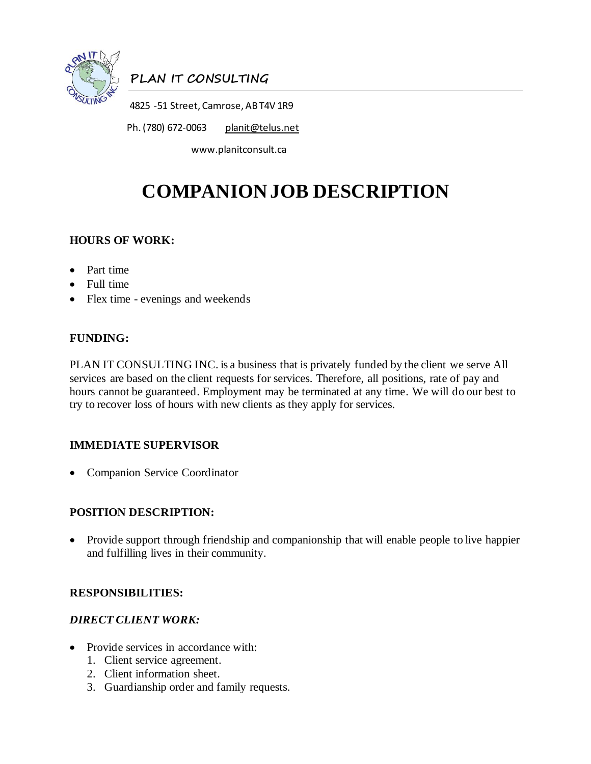**PLAN IT CONSULTING**

4825 -51 Street, Camrose, AB T4V 1R9

Ph. (780) 672-0063 planit@telus.net

www.planitconsult.ca

# COMPANION JOB DESCRIPTION

## HOURS OF WORK:

- Part time
- Full time
- Flex time - evenings and weekends

## FUNDING:

PLAN IT CONSULTING INC. is a business that is privately funded by the client we serve All services are based on the client requests for services. Therefore, all positions, rate of pay and hours cannot be guaranteed. Employment may be terminated at any time. We will do our best to try to recover loss of hours with new clients as they apply for services.

## IMMEDIATE SUPERVISOR

- Companion Service Coordinator

## POSITION DESCRIPTION:

- Provide support through friendship and companionship that will enable people to live happier and fulfilling lives in their community.

## RESPONSIBILITIES:

### *DIRECT CLIENT WORK:*

- Provide services in accordance with:
  1. Client service agreement.
  2. Client information sheet.
  3. Guardianship order and family requests.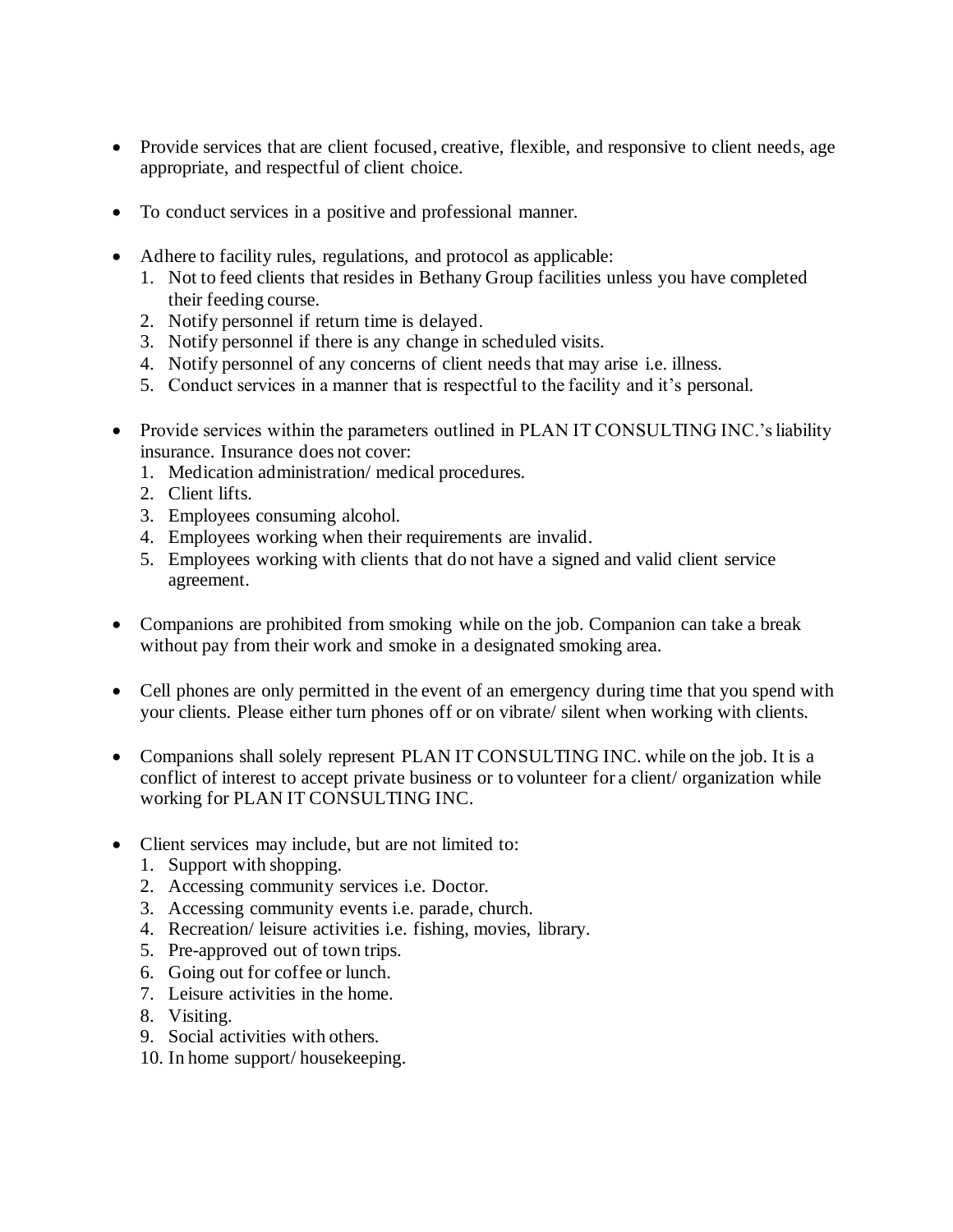- Provide services that are client focused, creative, flexible, and responsive to client needs, age appropriate, and respectful of client choice.

- To conduct services in a positive and professional manner.

- Adhere to facility rules, regulations, and protocol as applicable:
  1. Not to feed clients that resides in Bethany Group facilities unless you have completed their feeding course.
  2. Notify personnel if return time is delayed.
  3. Notify personnel if there is any change in scheduled visits.
  4. Notify personnel of any concerns of client needs that may arise i.e. illness.
  5. Conduct services in a manner that is respectful to the facility and it's personal.

- Provide services within the parameters outlined in PLAN IT CONSULTING INC.'s liability insurance. Insurance does not cover:
  1. Medication administration/ medical procedures.
  2. Client lifts.
  3. Employees consuming alcohol.
  4. Employees working when their requirements are invalid.
  5. Employees working with clients that do not have a signed and valid client service agreement.

- Companions are prohibited from smoking while on the job. Companion can take a break without pay from their work and smoke in a designated smoking area.

- Cell phones are only permitted in the event of an emergency during time that you spend with your clients. Please either turn phones off or on vibrate/ silent when working with clients.

- Companions shall solely represent PLAN IT CONSULTING INC. while on the job. It is a conflict of interest to accept private business or to volunteer for a client/ organization while working for PLAN IT CONSULTING INC.

- Client services may include, but are not limited to:
  1. Support with shopping.
  2. Accessing community services i.e. Doctor.
  3. Accessing community events i.e. parade, church.
  4. Recreation/ leisure activities i.e. fishing, movies, library.
  5. Pre-approved out of town trips.
  6. Going out for coffee or lunch.
  7. Leisure activities in the home.
  8. Visiting.
  9. Social activities with others.
  10. In home support/ housekeeping.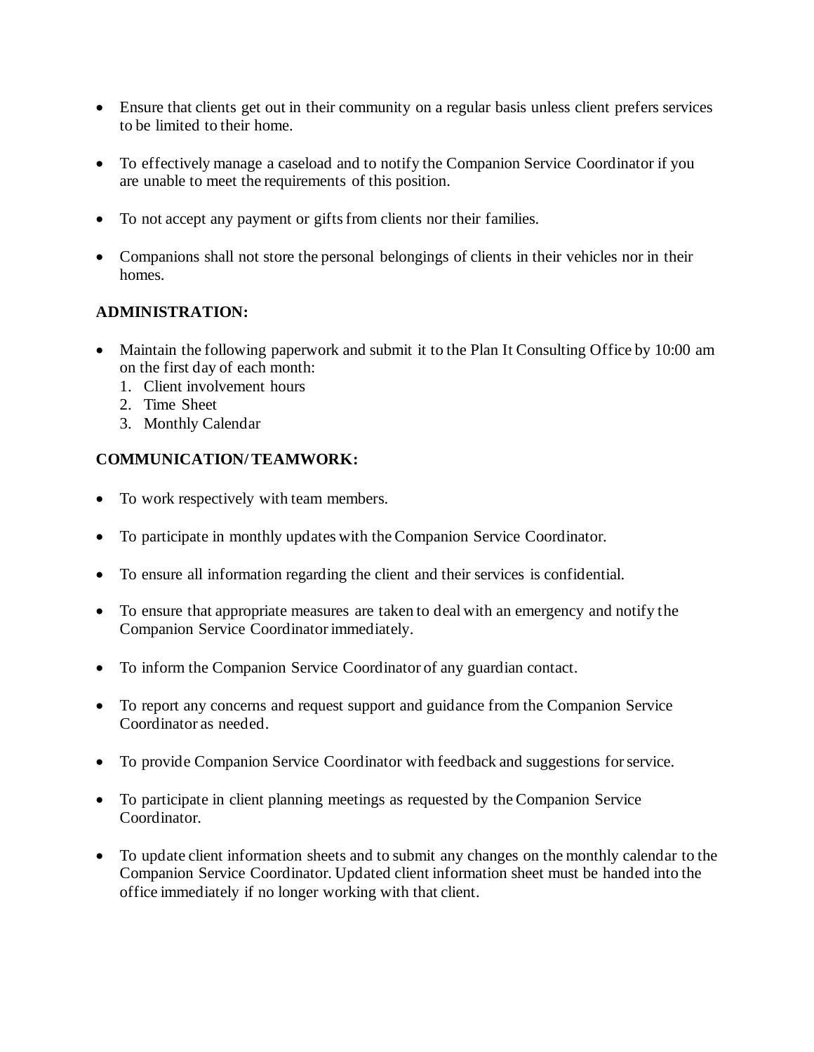- Ensure that clients get out in their community on a regular basis unless client prefers services to be limited to their home.

- To effectively manage a caseload and to notify the Companion Service Coordinator if you are unable to meet the requirements of this position.

- To not accept any payment or gifts from clients nor their families.

- Companions shall not store the personal belongings of clients in their vehicles nor in their homes.

**ADMINISTRATION:**

- Maintain the following paperwork and submit it to the Plan It Consulting Office by 10:00 am on the first day of each month:
  1. Client involvement hours
  2. Time Sheet
  3. Monthly Calendar

**COMMUNICATION/ TEAMWORK:**

- To work respectively with team members.

- To participate in monthly updates with the Companion Service Coordinator.

- To ensure all information regarding the client and their services is confidential.

- To ensure that appropriate measures are taken to deal with an emergency and notify the Companion Service Coordinator immediately.

- To inform the Companion Service Coordinator of any guardian contact.

- To report any concerns and request support and guidance from the Companion Service Coordinator as needed.

- To provide Companion Service Coordinator with feedback and suggestions for service.

- To participate in client planning meetings as requested by the Companion Service Coordinator.

- To update client information sheets and to submit any changes on the monthly calendar to the Companion Service Coordinator. Updated client information sheet must be handed into the office immediately if no longer working with that client.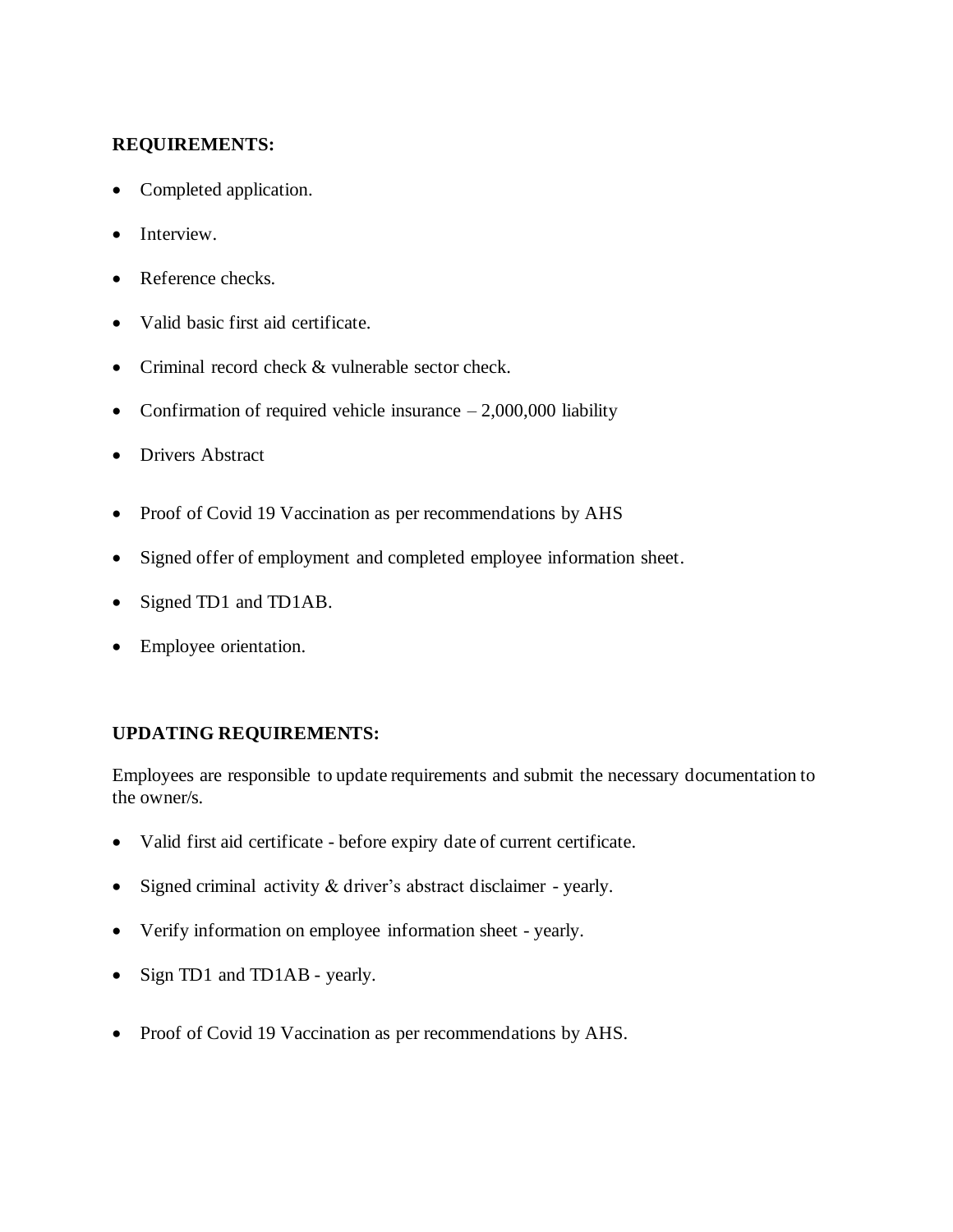**REQUIREMENTS:**

- Completed application.
- Interview.
- Reference checks.
- Valid basic first aid certificate.
- Criminal record check & vulnerable sector check.
- Confirmation of required vehicle insurance – 2,000,000 liability
- Drivers Abstract
- Proof of Covid 19 Vaccination as per recommendations by AHS
- Signed offer of employment and completed employee information sheet.
- Signed TD1 and TD1AB.
- Employee orientation.

**UPDATING REQUIREMENTS:**

Employees are responsible to update requirements and submit the necessary documentation to the owner/s.

- Valid first aid certificate - before expiry date of current certificate.
- Signed criminal activity & driver's abstract disclaimer - yearly.
- Verify information on employee information sheet - yearly.
- Sign TD1 and TD1AB - yearly.
- Proof of Covid 19 Vaccination as per recommendations by AHS.